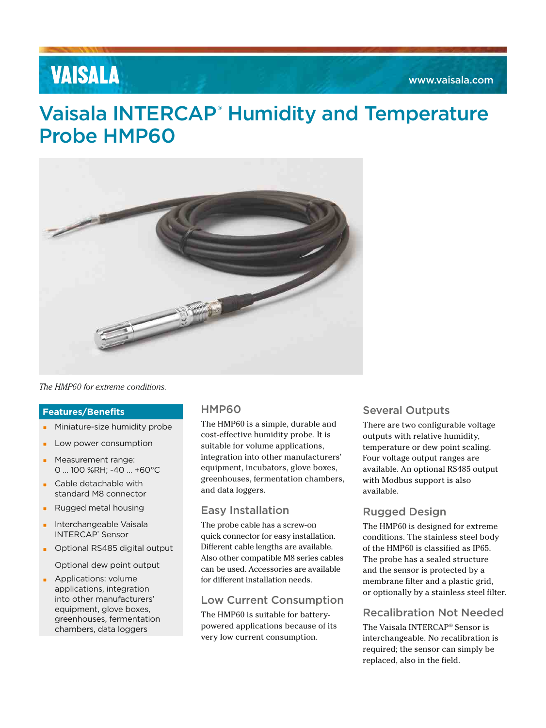VAISALA

www.vaisala.com

# Vaisala INTERCAP® Humidity and Temperature Probe HMP60

*The HMP60 for extreme conditions.*

## Features/Benefits

- Miniature-size humidity probe
- Low power consumption
- Measurement range: 0 ... 100 %RH; -40 ... +60°C
- Cable detachable with standard M8 connector
- Rugged metal housing
- Interchangeable Vaisala INTERCAP® Sensor
- Optional RS485 digital output

  Optional dew point output
- Applications: volume applications, integration into other manufacturers' equipment, glove boxes, greenhouses, fermentation chambers, data loggers

## HMP60

The HMP60 is a simple, durable and cost-effective humidity probe. It is suitable for volume applications, integration into other manufacturers' equipment, incubators, glove boxes, greenhouses, fermentation chambers, and data loggers.

## Easy Installation

The probe cable has a screw-on quick connector for easy installation. Different cable lengths are available. Also other compatible M8 series cables can be used. Accessories are available for different installation needs.

## Low Current Consumption

The HMP60 is suitable for battery-powered applications because of its very low current consumption.

## Several Outputs

There are two configurable voltage outputs with relative humidity, temperature or dew point scaling. Four voltage output ranges are available. An optional RS485 output with Modbus support is also available.

## Rugged Design

The HMP60 is designed for extreme conditions. The stainless steel body of the HMP60 is classified as IP65. The probe has a sealed structure and the sensor is protected by a membrane filter and a plastic grid, or optionally by a stainless steel filter.

## Recalibration Not Needed

The Vaisala INTERCAP® Sensor is interchangeable. No recalibration is required; the sensor can simply be replaced, also in the field.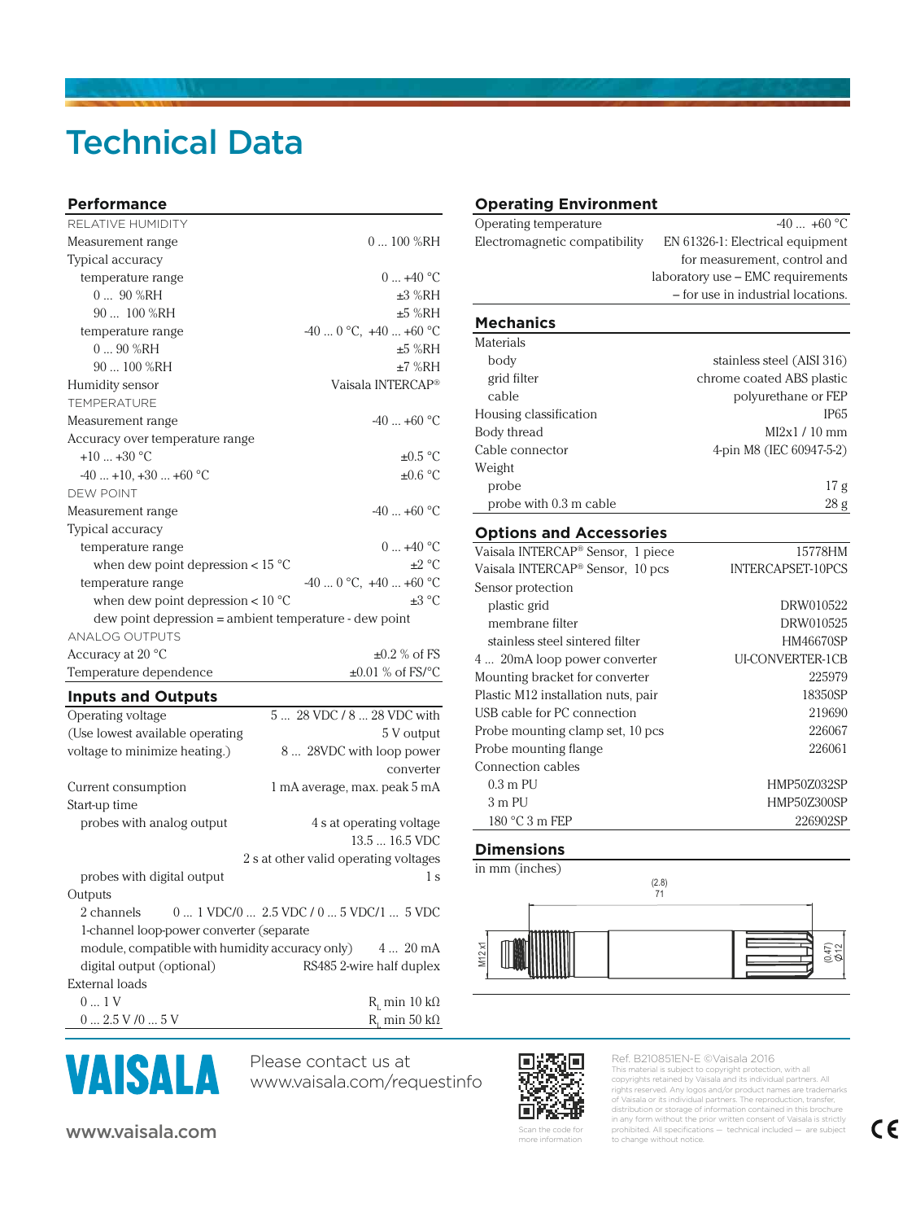# Technical Data

## Performance

| | |
|---|---|
| RELATIVE HUMIDITY | |
| Measurement range | 0 ... 100 %RH |
| Typical accuracy | |
| temperature range | 0 ... +40 °C |
| 0 ... 90 %RH | ±3 %RH |
| 90 ... 100 %RH | ±5 %RH |
| temperature range | -40 ... 0 °C, +40 ... +60 °C |
| 0 ... 90 %RH | ±5 %RH |
| 90 ... 100 %RH | ±7 %RH |
| Humidity sensor | Vaisala INTERCAP® |
| TEMPERATURE | |
| Measurement range | -40 ... +60 °C |
| Accuracy over temperature range | |
| +10 ... +30 °C | ±0.5 °C |
| -40 ... +10, +30 ... +60 °C | ±0.6 °C |
| DEW POINT | |
| Measurement range | -40 ... +60 °C |
| Typical accuracy | |
| temperature range | 0 ... +40 °C |
| when dew point depression < 15 °C | ±2 °C |
| temperature range | -40 ... 0 °C, +40 ... +60 °C |
| when dew point depression < 10 °C | ±3 °C |
| dew point depression = ambient temperature - dew point | |
| ANALOG OUTPUTS | |
| Accuracy at 20 °C | ±0.2 % of FS |
| Temperature dependence | ±0.01 % of FS/°C |

## Inputs and Outputs

| | |
|---|---|
| Operating voltage (Use lowest available operating voltage to minimize heating.) | 5 ... 28 VDC / 8 ... 28 VDC with 5 V output 8 ... 28VDC with loop power converter |
| Current consumption | 1 mA average, max. peak 5 mA |
| Start-up time | |
| probes with analog output | 4 s at operating voltage 13.5 ... 16.5 VDC |
| | 2 s at other valid operating voltages |
| probes with digital output | 1 s |
| Outputs | |
| 2 channels | 0 ... 1 VDC/0 ... 2.5 VDC / 0 ... 5 VDC/1 ... 5 VDC |
| 1-channel loop-power converter (separate module, compatible with humidity accuracy only) | 4 ... 20 mA |
| digital output (optional) | RS485 2-wire half duplex |
| External loads | |
| 0 ... 1 V | $R_L$ min 10 kΩ |
| 0 ... 2.5 V /0 ... 5 V | $R_L$ min 50 kΩ |

## Operating Environment

| | |
|---|---|
| Operating temperature | -40 ... +60 °C |
| Electromagnetic compatibility | EN 61326-1: Electrical equipment for measurement, control and laboratory use – EMC requirements – for use in industrial locations. |

## Mechanics

| | |
|---|---|
| Materials | |
| body | stainless steel (AISI 316) |
| grid filter | chrome coated ABS plastic |
| cable | polyurethane or FEP |
| Housing classification | IP65 |
| Body thread | MI2x1 / 10 mm |
| Cable connector | 4-pin M8 (IEC 60947-5-2) |
| Weight | |
| probe | 17 g |
| probe with 0.3 m cable | 28 g |

## Options and Accessories

| | |
|---|---|
| Vaisala INTERCAP® Sensor, 1 piece | 15778HM |
| Vaisala INTERCAP® Sensor, 10 pcs | INTERCAPSET-10PCS |
| Sensor protection | |
| plastic grid | DRW010522 |
| membrane filter | DRW010525 |
| stainless steel sintered filter | HM46670SP |
| 4 ... 20mA loop power converter | UI-CONVERTER-1CB |
| Mounting bracket for converter | 225979 |
| Plastic M12 installation nuts, pair | 18350SP |
| USB cable for PC connection | 219690 |
| Probe mounting clamp set, 10 pcs | 226067 |
| Probe mounting flange | 226061 |
| Connection cables | |
| 0.3 m PU | HMP50Z032SP |
| 3 m PU | HMP50Z300SP |
| 180 °C 3 m FEP | 226902SP |

## Dimensions

in mm (inches)

(2.8)
71

M12 x1

(0.47)
Ø12

VAISALA

Please contact us at
www.vaisala.com/requestinfo

www.vaisala.com

Scan the code for more information

Ref. B210851EN-E ©Vaisala 2016
This material is subject to copyright protection, with all copyrights retained by Vaisala and its individual partners. All rights reserved. Any logos and/or product names are trademarks of Vaisala or its individual partners. The reproduction, transfer, distribution or storage of information contained in this brochure in any form without the prior written consent of Vaisala is strictly prohibited. All specifications — technical included — are subject to change without notice.